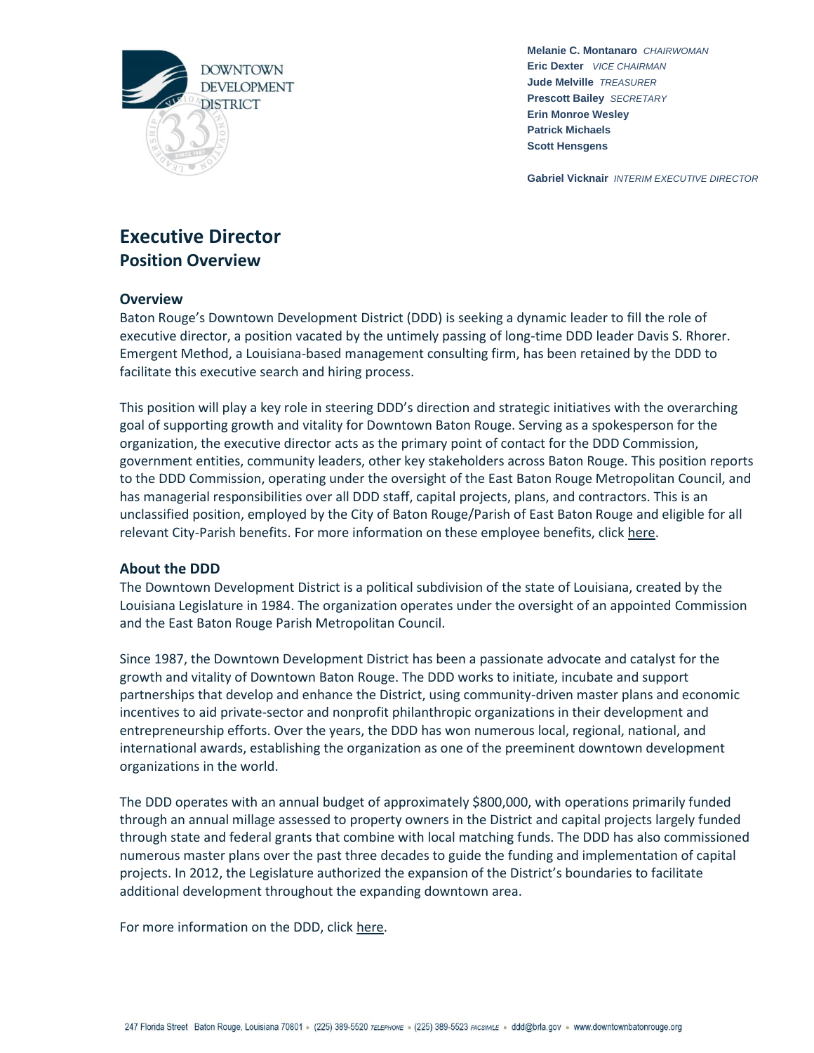DOWNTOWN DEVELOPMENT DISTRICT

**Melanie C. Montanaro** *CHAIRWOMAN*
**Eric Dexter** *VICE CHAIRMAN*
**Jude Melville** *TREASURER*
**Prescott Bailey** *SECRETARY*
**Erin Monroe Wesley**
**Patrick Michaels**
**Scott Hensgens**

**Gabriel Vicknair** *INTERIM EXECUTIVE DIRECTOR*

# Executive Director

## Position Overview

### Overview

Baton Rouge's Downtown Development District (DDD) is seeking a dynamic leader to fill the role of executive director, a position vacated by the untimely passing of long-time DDD leader Davis S. Rhorer. Emergent Method, a Louisiana-based management consulting firm, has been retained by the DDD to facilitate this executive search and hiring process.

This position will play a key role in steering DDD's direction and strategic initiatives with the overarching goal of supporting growth and vitality for Downtown Baton Rouge. Serving as a spokesperson for the organization, the executive director acts as the primary point of contact for the DDD Commission, government entities, community leaders, other key stakeholders across Baton Rouge. This position reports to the DDD Commission, operating under the oversight of the East Baton Rouge Metropolitan Council, and has managerial responsibilities over all DDD staff, capital projects, plans, and contractors. This is an unclassified position, employed by the City of Baton Rouge/Parish of East Baton Rouge and eligible for all relevant City-Parish benefits. For more information on these employee benefits, click here.

### About the DDD

The Downtown Development District is a political subdivision of the state of Louisiana, created by the Louisiana Legislature in 1984. The organization operates under the oversight of an appointed Commission and the East Baton Rouge Parish Metropolitan Council.

Since 1987, the Downtown Development District has been a passionate advocate and catalyst for the growth and vitality of Downtown Baton Rouge. The DDD works to initiate, incubate and support partnerships that develop and enhance the District, using community-driven master plans and economic incentives to aid private-sector and nonprofit philanthropic organizations in their development and entrepreneurship efforts. Over the years, the DDD has won numerous local, regional, national, and international awards, establishing the organization as one of the preeminent downtown development organizations in the world.

The DDD operates with an annual budget of approximately $800,000, with operations primarily funded through an annual millage assessed to property owners in the District and capital projects largely funded through state and federal grants that combine with local matching funds. The DDD has also commissioned numerous master plans over the past three decades to guide the funding and implementation of capital projects. In 2012, the Legislature authorized the expansion of the District's boundaries to facilitate additional development throughout the expanding downtown area.

For more information on the DDD, click here.

247 Florida Street Baton Rouge, Louisiana 70801 • (225) 389-5520 *TELEPHONE* • (225) 389-5523 *FACSIMILE* • ddd@brla.gov • www.downtownbatonrouge.org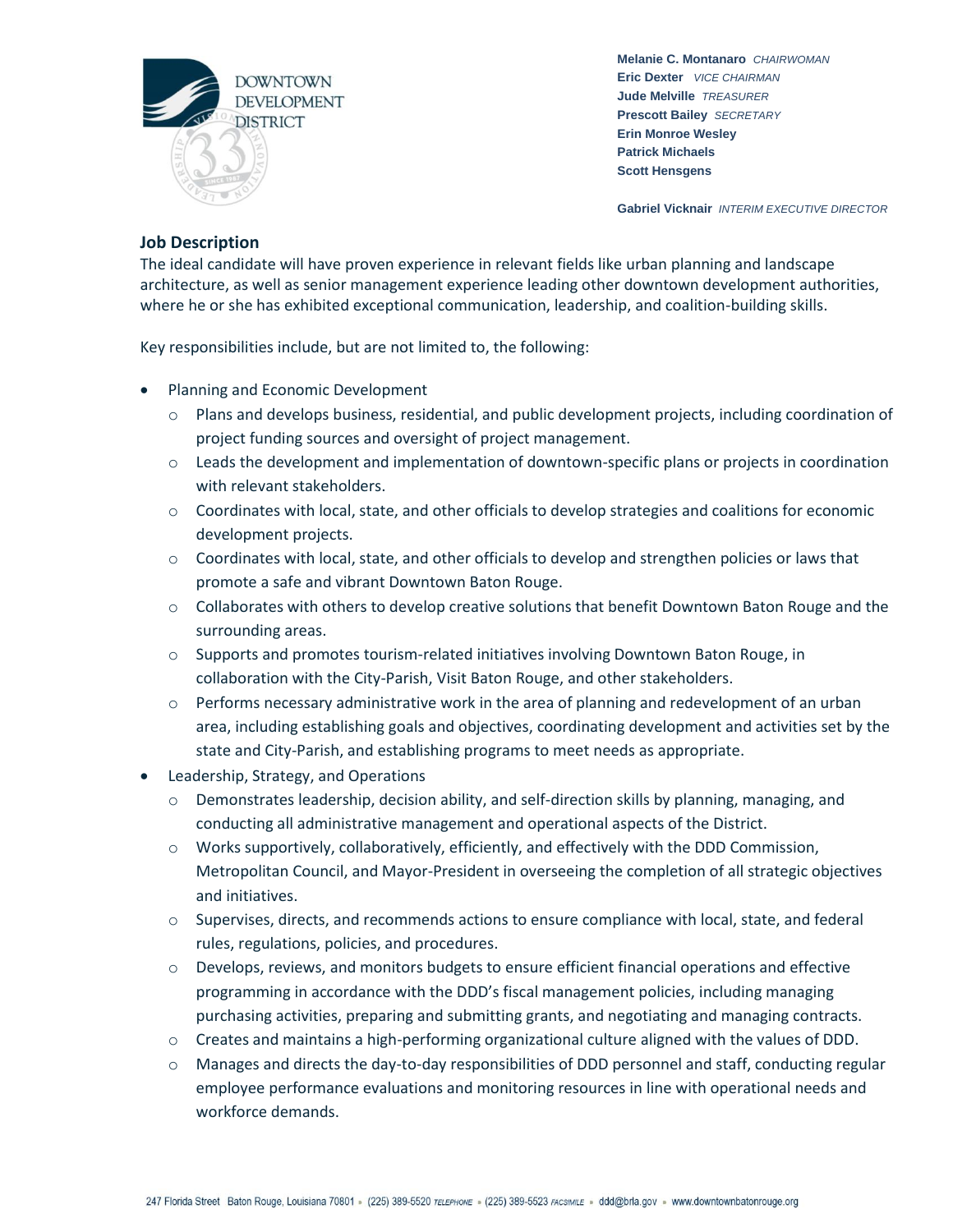DOWNTOWN DEVELOPMENT DISTRICT

**Melanie C. Montanaro** *CHAIRWOMAN*
**Eric Dexter** *VICE CHAIRMAN*
**Jude Melville** *TREASURER*
**Prescott Bailey** *SECRETARY*
**Erin Monroe Wesley**
**Patrick Michaels**
**Scott Hensgens**

**Gabriel Vicknair** *INTERIM EXECUTIVE DIRECTOR*

**Job Description**

The ideal candidate will have proven experience in relevant fields like urban planning and landscape architecture, as well as senior management experience leading other downtown development authorities, where he or she has exhibited exceptional communication, leadership, and coalition-building skills.

Key responsibilities include, but are not limited to, the following:

- Planning and Economic Development
  - Plans and develops business, residential, and public development projects, including coordination of project funding sources and oversight of project management.
  - Leads the development and implementation of downtown-specific plans or projects in coordination with relevant stakeholders.
  - Coordinates with local, state, and other officials to develop strategies and coalitions for economic development projects.
  - Coordinates with local, state, and other officials to develop and strengthen policies or laws that promote a safe and vibrant Downtown Baton Rouge.
  - Collaborates with others to develop creative solutions that benefit Downtown Baton Rouge and the surrounding areas.
  - Supports and promotes tourism-related initiatives involving Downtown Baton Rouge, in collaboration with the City-Parish, Visit Baton Rouge, and other stakeholders.
  - Performs necessary administrative work in the area of planning and redevelopment of an urban area, including establishing goals and objectives, coordinating development and activities set by the state and City-Parish, and establishing programs to meet needs as appropriate.
- Leadership, Strategy, and Operations
  - Demonstrates leadership, decision ability, and self-direction skills by planning, managing, and conducting all administrative management and operational aspects of the District.
  - Works supportively, collaboratively, efficiently, and effectively with the DDD Commission, Metropolitan Council, and Mayor-President in overseeing the completion of all strategic objectives and initiatives.
  - Supervises, directs, and recommends actions to ensure compliance with local, state, and federal rules, regulations, policies, and procedures.
  - Develops, reviews, and monitors budgets to ensure efficient financial operations and effective programming in accordance with the DDD's fiscal management policies, including managing purchasing activities, preparing and submitting grants, and negotiating and managing contracts.
  - Creates and maintains a high-performing organizational culture aligned with the values of DDD.
  - Manages and directs the day-to-day responsibilities of DDD personnel and staff, conducting regular employee performance evaluations and monitoring resources in line with operational needs and workforce demands.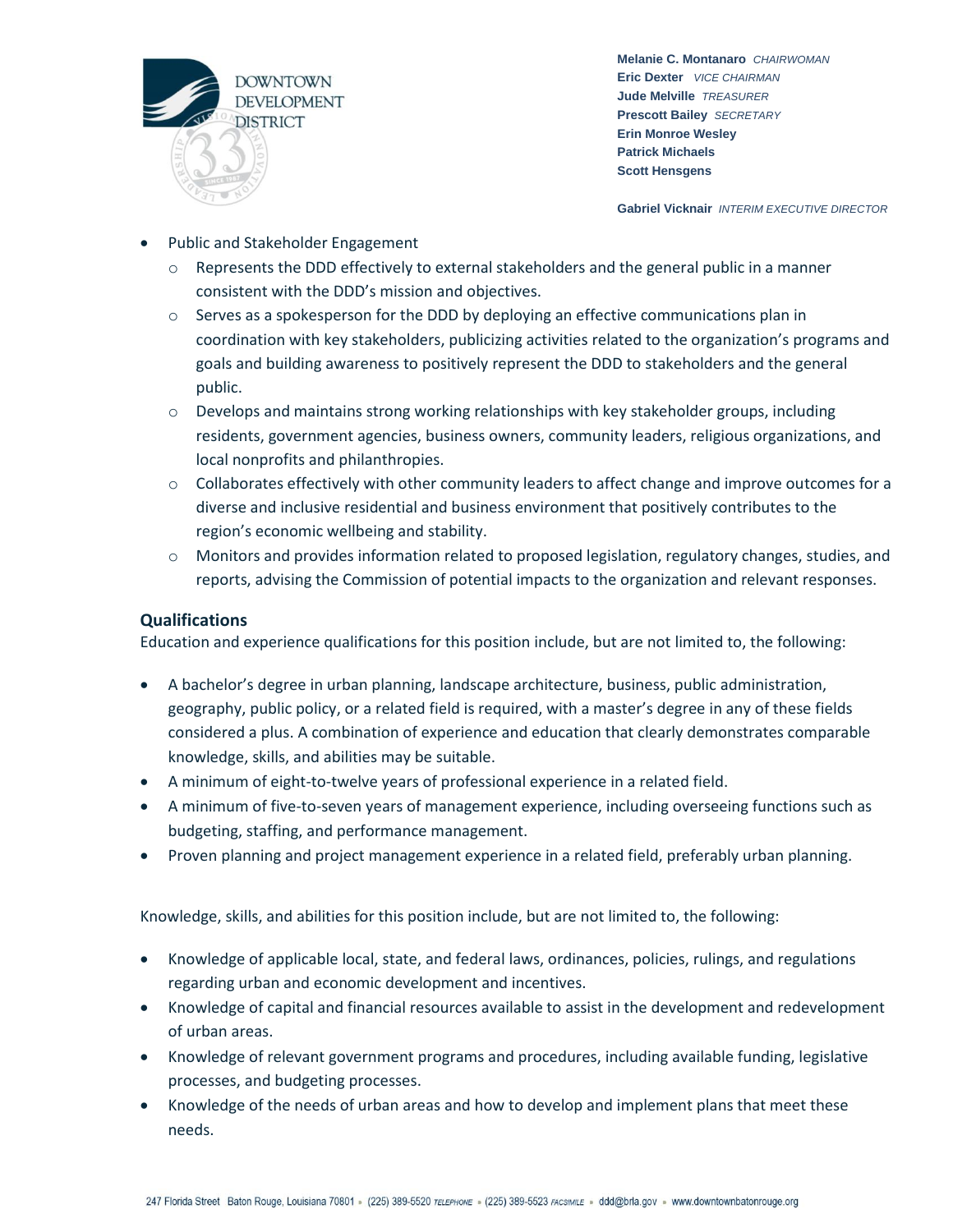- Public and Stakeholder Engagement
  - Represents the DDD effectively to external stakeholders and the general public in a manner consistent with the DDD's mission and objectives.
  - Serves as a spokesperson for the DDD by deploying an effective communications plan in coordination with key stakeholders, publicizing activities related to the organization's programs and goals and building awareness to positively represent the DDD to stakeholders and the general public.
  - Develops and maintains strong working relationships with key stakeholder groups, including residents, government agencies, business owners, community leaders, religious organizations, and local nonprofits and philanthropies.
  - Collaborates effectively with other community leaders to affect change and improve outcomes for a diverse and inclusive residential and business environment that positively contributes to the region's economic wellbeing and stability.
  - Monitors and provides information related to proposed legislation, regulatory changes, studies, and reports, advising the Commission of potential impacts to the organization and relevant responses.

## Qualifications

Education and experience qualifications for this position include, but are not limited to, the following:

- A bachelor's degree in urban planning, landscape architecture, business, public administration, geography, public policy, or a related field is required, with a master's degree in any of these fields considered a plus. A combination of experience and education that clearly demonstrates comparable knowledge, skills, and abilities may be suitable.
- A minimum of eight-to-twelve years of professional experience in a related field.
- A minimum of five-to-seven years of management experience, including overseeing functions such as budgeting, staffing, and performance management.
- Proven planning and project management experience in a related field, preferably urban planning.

Knowledge, skills, and abilities for this position include, but are not limited to, the following:

- Knowledge of applicable local, state, and federal laws, ordinances, policies, rulings, and regulations regarding urban and economic development and incentives.
- Knowledge of capital and financial resources available to assist in the development and redevelopment of urban areas.
- Knowledge of relevant government programs and procedures, including available funding, legislative processes, and budgeting processes.
- Knowledge of the needs of urban areas and how to develop and implement plans that meet these needs.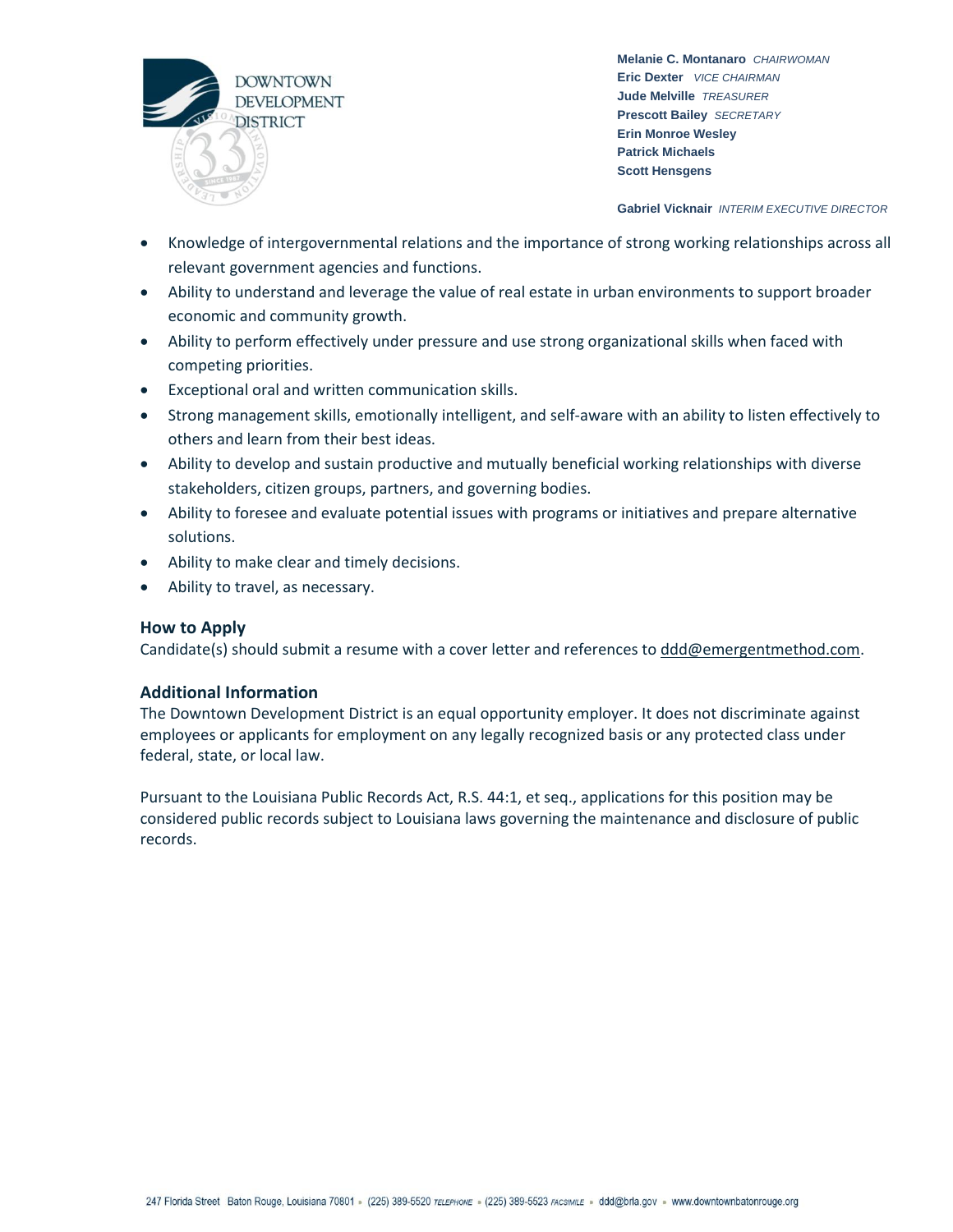- Knowledge of intergovernmental relations and the importance of strong working relationships across all relevant government agencies and functions.
- Ability to understand and leverage the value of real estate in urban environments to support broader economic and community growth.
- Ability to perform effectively under pressure and use strong organizational skills when faced with competing priorities.
- Exceptional oral and written communication skills.
- Strong management skills, emotionally intelligent, and self-aware with an ability to listen effectively to others and learn from their best ideas.
- Ability to develop and sustain productive and mutually beneficial working relationships with diverse stakeholders, citizen groups, partners, and governing bodies.
- Ability to foresee and evaluate potential issues with programs or initiatives and prepare alternative solutions.
- Ability to make clear and timely decisions.
- Ability to travel, as necessary.

### How to Apply

Candidate(s) should submit a resume with a cover letter and references to ddd@emergentmethod.com.

### Additional Information

The Downtown Development District is an equal opportunity employer. It does not discriminate against employees or applicants for employment on any legally recognized basis or any protected class under federal, state, or local law.

Pursuant to the Louisiana Public Records Act, R.S. 44:1, et seq., applications for this position may be considered public records subject to Louisiana laws governing the maintenance and disclosure of public records.